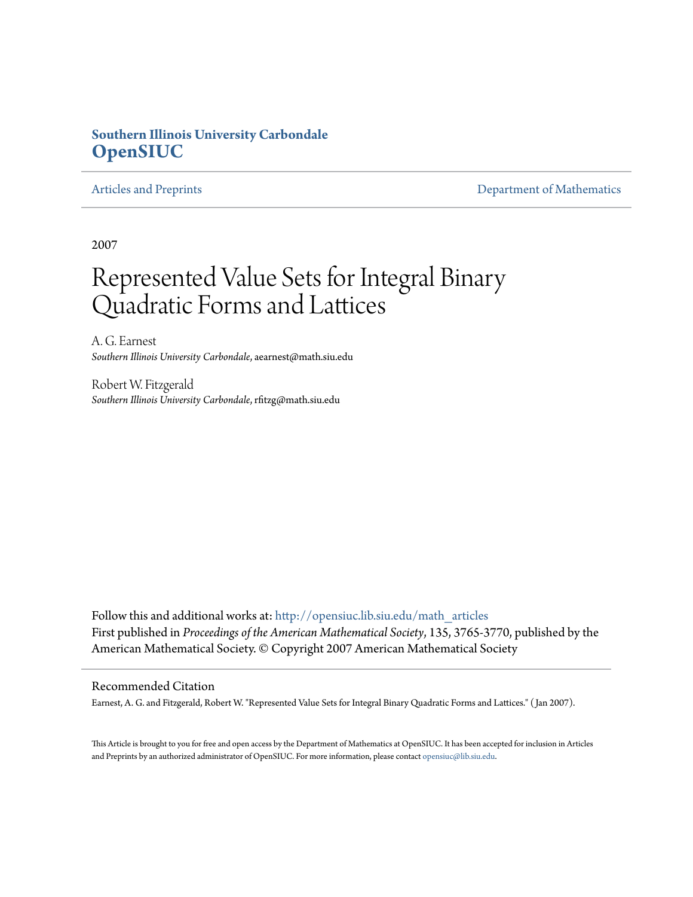**Southern Illinois University Carbondale**
**OpenSIUC**

Articles and Preprints

Department of Mathematics

2007

# Represented Value Sets for Integral Binary Quadratic Forms and Lattices

A. G. Earnest
*Southern Illinois University Carbondale*, aearnest@math.siu.edu

Robert W. Fitzgerald
*Southern Illinois University Carbondale*, rfitzg@math.siu.edu

Follow this and additional works at: http://opensiuc.lib.siu.edu/math_articles
First published in *Proceedings of the American Mathematical Society*, 135, 3765-3770, published by the American Mathematical Society. © Copyright 2007 American Mathematical Society

## Recommended Citation

Earnest, A. G. and Fitzgerald, Robert W. "Represented Value Sets for Integral Binary Quadratic Forms and Lattices." (Jan 2007).

This Article is brought to you for free and open access by the Department of Mathematics at OpenSIUC. It has been accepted for inclusion in Articles and Preprints by an authorized administrator of OpenSIUC. For more information, please contact opensiuc@lib.siu.edu.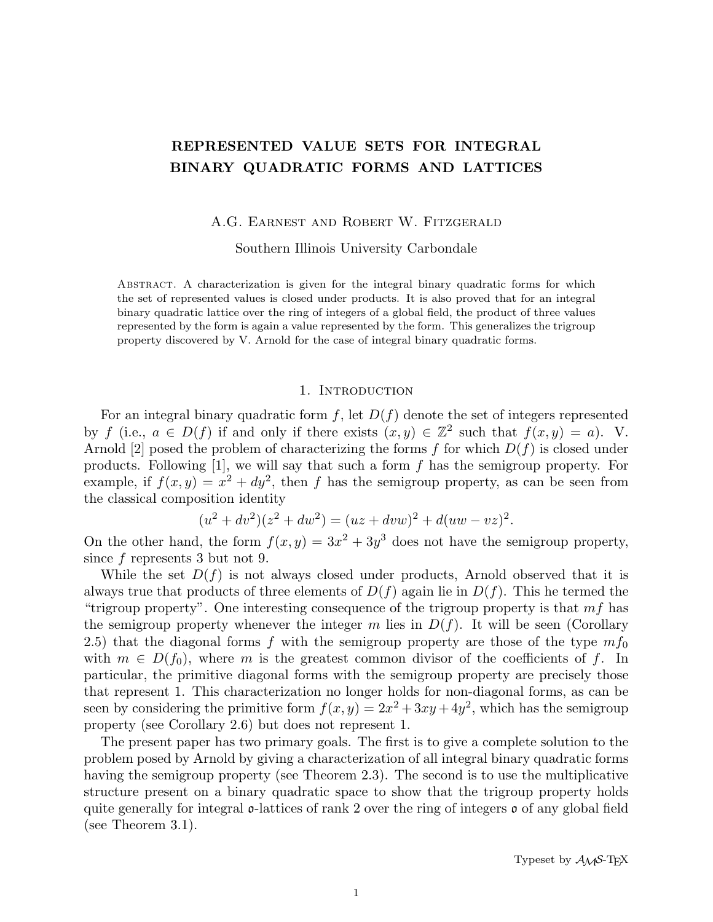# REPRESENTED VALUE SETS FOR INTEGRAL BINARY QUADRATIC FORMS AND LATTICES

A.G. Earnest and Robert W. Fitzgerald

Southern Illinois University Carbondale

Abstract. A characterization is given for the integral binary quadratic forms for which the set of represented values is closed under products. It is also proved that for an integral binary quadratic lattice over the ring of integers of a global field, the product of three values represented by the form is again a value represented by the form. This generalizes the trigroup property discovered by V. Arnold for the case of integral binary quadratic forms.

## 1. Introduction

For an integral binary quadratic form $f$, let $D(f)$ denote the set of integers represented by $f$ (i.e., $a \in D(f)$ if and only if there exists $(x, y) \in \mathbb{Z}^2$ such that $f(x, y) = a$). V. Arnold [2] posed the problem of characterizing the forms $f$ for which $D(f)$ is closed under products. Following [1], we will say that such a form $f$ has the semigroup property. For example, if $f(x, y) = x^2 + dy^2$, then $f$ has the semigroup property, as can be seen from the classical composition identity

$$(u^2 + dv^2)(z^2 + dw^2) = (uz + dvw)^2 + d(uw - vz)^2.$$

On the other hand, the form $f(x, y) = 3x^2 + 3y^3$ does not have the semigroup property, since $f$ represents 3 but not 9.

While the set $D(f)$ is not always closed under products, Arnold observed that it is always true that products of three elements of $D(f)$ again lie in $D(f)$. This he termed the "trigroup property". One interesting consequence of the trigroup property is that $mf$ has the semigroup property whenever the integer $m$ lies in $D(f)$. It will be seen (Corollary 2.5) that the diagonal forms $f$ with the semigroup property are those of the type $mf_0$ with $m \in D(f_0)$, where $m$ is the greatest common divisor of the coefficients of $f$. In particular, the primitive diagonal forms with the semigroup property are precisely those that represent 1. This characterization no longer holds for non-diagonal forms, as can be seen by considering the primitive form $f(x, y) = 2x^2 + 3xy + 4y^2$, which has the semigroup property (see Corollary 2.6) but does not represent 1.

The present paper has two primary goals. The first is to give a complete solution to the problem posed by Arnold by giving a characterization of all integral binary quadratic forms having the semigroup property (see Theorem 2.3). The second is to use the multiplicative structure present on a binary quadratic space to show that the trigroup property holds quite generally for integral $\mathfrak{o}$-lattices of rank 2 over the ring of integers $\mathfrak{o}$ of any global field (see Theorem 3.1).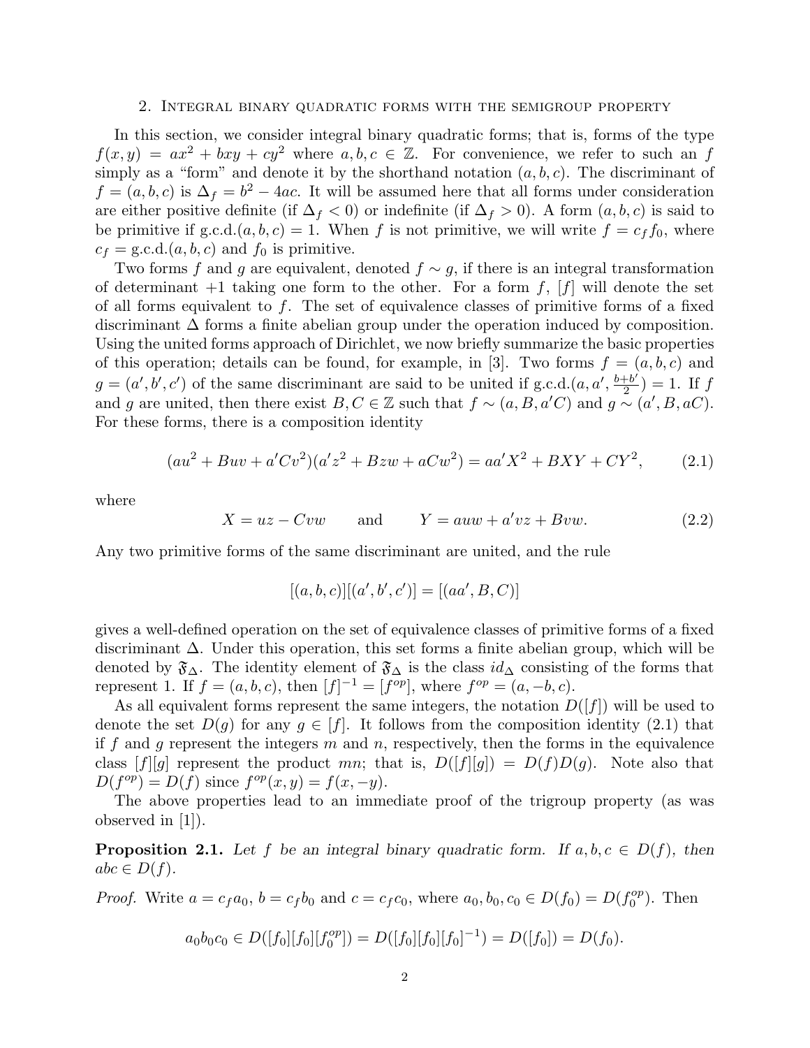## 2. Integral binary quadratic forms with the semigroup property

In this section, we consider integral binary quadratic forms; that is, forms of the type $f(x, y) = ax^2 + bxy + cy^2$ where $a, b, c \in \mathbb{Z}$. For convenience, we refer to such an $f$ simply as a "form" and denote it by the shorthand notation $(a, b, c)$. The discriminant of $f = (a, b, c)$ is $\Delta_f = b^2 - 4ac$. It will be assumed here that all forms under consideration are either positive definite (if $\Delta_f < 0$) or indefinite (if $\Delta_f > 0$). A form $(a, b, c)$ is said to be primitive if g.c.d.$(a, b, c) = 1$. When $f$ is not primitive, we will write $f = c_f f_0$, where $c_f =$ g.c.d.$(a, b, c)$ and $f_0$ is primitive.

Two forms $f$ and $g$ are equivalent, denoted $f \sim g$, if there is an integral transformation of determinant $+1$ taking one form to the other. For a form $f$, $[f]$ will denote the set of all forms equivalent to $f$. The set of equivalence classes of primitive forms of a fixed discriminant $\Delta$ forms a finite abelian group under the operation induced by composition. Using the united forms approach of Dirichlet, we now briefly summarize the basic properties of this operation; details can be found, for example, in [3]. Two forms $f = (a, b, c)$ and $g = (a', b', c')$ of the same discriminant are said to be united if g.c.d.$(a, a', \frac{b+b'}{2}) = 1$. If $f$ and $g$ are united, then there exist $B, C \in \mathbb{Z}$ such that $f \sim (a, B, a'C)$ and $g \sim (a', B, aC)$. For these forms, there is a composition identity

$$(au^2 + Buv + a'Cv^2)(a'z^2 + Bzw + aCw^2) = aa'X^2 + BXY + CY^2, \tag{2.1}$$

where

$$X = uz - Cvw \qquad \text{and} \qquad Y = auw + a'vz + Bvw. \tag{2.2}$$

Any two primitive forms of the same discriminant are united, and the rule

$$[(a, b, c)][(a', b', c')] = [(aa', B, C)]$$

gives a well-defined operation on the set of equivalence classes of primitive forms of a fixed discriminant $\Delta$. Under this operation, this set forms a finite abelian group, which will be denoted by $\mathfrak{F}_\Delta$. The identity element of $\mathfrak{F}_\Delta$ is the class $id_\Delta$ consisting of the forms that represent 1. If $f = (a, b, c)$, then $[f]^{-1} = [f^{op}]$, where $f^{op} = (a, -b, c)$.

As all equivalent forms represent the same integers, the notation $D([f])$ will be used to denote the set $D(g)$ for any $g \in [f]$. It follows from the composition identity (2.1) that if $f$ and $g$ represent the integers $m$ and $n$, respectively, then the forms in the equivalence class $[f][g]$ represent the product $mn$; that is, $D([f][g]) = D(f)D(g)$. Note also that $D(f^{op}) = D(f)$ since $f^{op}(x, y) = f(x, -y)$.

The above properties lead to an immediate proof of the trigroup property (as was observed in [1]).

**Proposition 2.1.** *Let $f$ be an integral binary quadratic form. If $a, b, c \in D(f)$, then $abc \in D(f)$.*

*Proof.* Write $a = c_f a_0$, $b = c_f b_0$ and $c = c_f c_0$, where $a_0, b_0, c_0 \in D(f_0) = D(f_0^{op})$. Then

$$a_0 b_0 c_0 \in D([f_0][f_0][f_0^{op}]) = D([f_0][f_0][f_0]^{-1}) = D([f_0]) = D(f_0).$$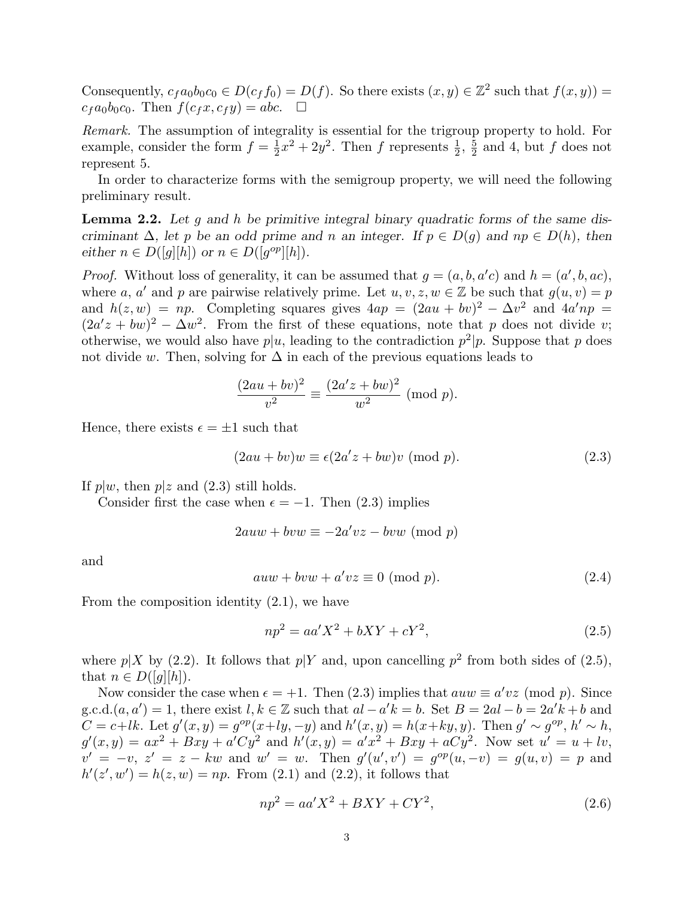Consequently, $c_f a_0 b_0 c_0 \in D(c_f f_0) = D(f)$. So there exists $(x, y) \in \mathbb{Z}^2$ such that $f(x, y)) = c_f a_0 b_0 c_0$. Then $f(c_f x, c_f y) = abc$. $\square$

*Remark.* The assumption of integrality is essential for the trigroup property to hold. For example, consider the form $f = \frac{1}{2}x^2 + 2y^2$. Then $f$ represents $\frac{1}{2}$, $\frac{5}{2}$ and 4, but $f$ does not represent 5.

In order to characterize forms with the semigroup property, we will need the following preliminary result.

**Lemma 2.2.** *Let $g$ and $h$ be primitive integral binary quadratic forms of the same discriminant $\Delta$, let $p$ be an odd prime and $n$ an integer. If $p \in D(g)$ and $np \in D(h)$, then either $n \in D([g][h])$ or $n \in D([g^{op}][h])$.*

*Proof.* Without loss of generality, it can be assumed that $g = (a, b, a'c)$ and $h = (a', b, ac)$, where $a$, $a'$ and $p$ are pairwise relatively prime. Let $u, v, z, w \in \mathbb{Z}$ be such that $g(u, v) = p$ and $h(z, w) = np$. Completing squares gives $4ap = (2au + bv)^2 - \Delta v^2$ and $4a'np = (2a'z + bw)^2 - \Delta w^2$. From the first of these equations, note that $p$ does not divide $v$; otherwise, we would also have $p|u$, leading to the contradiction $p^2|p$. Suppose that $p$ does not divide $w$. Then, solving for $\Delta$ in each of the previous equations leads to

$$\frac{(2au + bv)^2}{v^2} \equiv \frac{(2a'z + bw)^2}{w^2} \pmod{p}.$$

Hence, there exists $\epsilon = \pm 1$ such that

$$(2au + bv)w \equiv \epsilon(2a'z + bw)v \pmod{p}. \tag{2.3}$$

If $p|w$, then $p|z$ and (2.3) still holds.

Consider first the case when $\epsilon = -1$. Then (2.3) implies

$$2auw + bvw \equiv -2a'vz - bvw \pmod{p}$$

and

$$auw + bvw + a'vz \equiv 0 \pmod{p}. \tag{2.4}$$

From the composition identity (2.1), we have

$$np^2 = aa'X^2 + bXY + cY^2, \tag{2.5}$$

where $p|X$ by (2.2). It follows that $p|Y$ and, upon cancelling $p^2$ from both sides of (2.5), that $n \in D([g][h])$.

Now consider the case when $\epsilon = +1$. Then (2.3) implies that $auw \equiv a'vz \pmod{p}$. Since g.c.d.$(a, a') = 1$, there exist $l, k \in \mathbb{Z}$ such that $al - a'k = b$. Set $B = 2al - b = 2a'k + b$ and $C = c + lk$. Let $g'(x, y) = g^{op}(x + ly, -y)$ and $h'(x, y) = h(x + ky, y)$. Then $g' \sim g^{op}$, $h' \sim h$, $g'(x, y) = ax^2 + Bxy + a'Cy^2$ and $h'(x, y) = a'x^2 + Bxy + aCy^2$. Now set $u' = u + lv$, $v' = -v$, $z' = z - kw$ and $w' = w$. Then $g'(u', v') = g^{op}(u, -v) = g(u, v) = p$ and $h'(z', w') = h(z, w) = np$. From (2.1) and (2.2), it follows that

$$np^2 = aa'X^2 + BXY + CY^2, \tag{2.6}$$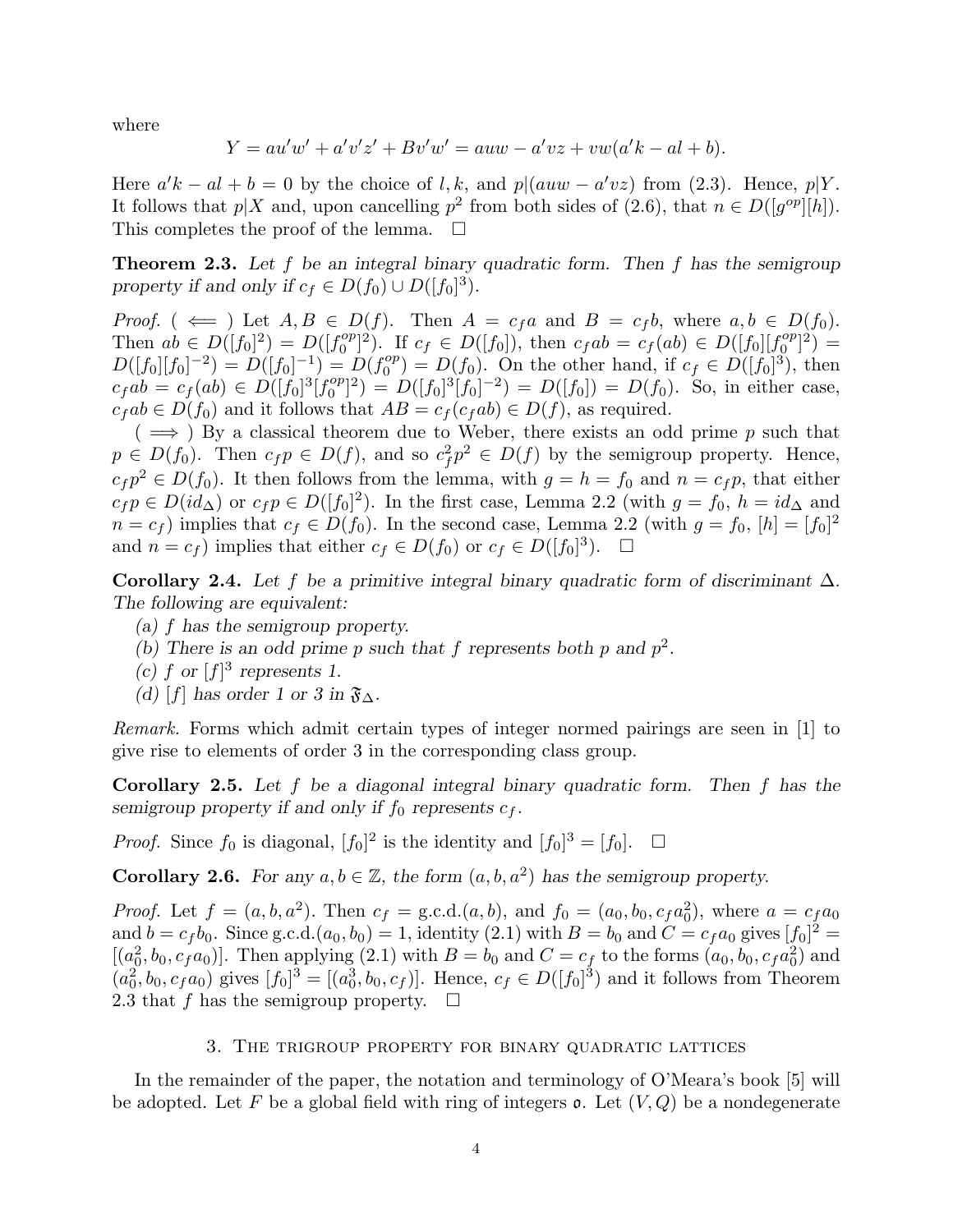where

$$Y = au'w' + a'v'z' + Bv'w' = auw - a'vz + vw(a'k - al + b).$$

Here $a'k - al + b = 0$ by the choice of $l, k$, and $p|(auw - a'vz)$ from (2.3). Hence, $p|Y$. It follows that $p|X$ and, upon cancelling $p^2$ from both sides of (2.6), that $n \in D([g^{op}][h])$. This completes the proof of the lemma. $\square$

**Theorem 2.3.** *Let $f$ be an integral binary quadratic form. Then $f$ has the semigroup property if and only if $c_f \in D(f_0) \cup D([f_0]^3)$.*

*Proof.* ( $\Longleftarrow$ ) Let $A, B \in D(f)$. Then $A = c_f a$ and $B = c_f b$, where $a, b \in D(f_0)$. Then $ab \in D([f_0]^2) = D([f_0^{op}]^2)$. If $c_f \in D([f_0])$, then $c_f ab = c_f(ab) \in D([f_0][f_0^{op}]^2) = D([f_0][f_0]^{-2}) = D([f_0]^{-1}) = D(f_0^{op}) = D(f_0)$. On the other hand, if $c_f \in D([f_0]^3)$, then $c_f ab = c_f(ab) \in D([f_0]^3[f_0^{op}]^2) = D([f_0]^3[f_0]^{-2}) = D([f_0]) = D(f_0)$. So, in either case, $c_f ab \in D(f_0)$ and it follows that $AB = c_f(c_f ab) \in D(f)$, as required.

( $\Longrightarrow$ ) By a classical theorem due to Weber, there exists an odd prime $p$ such that $p \in D(f_0)$. Then $c_f p \in D(f)$, and so $c_f^2 p^2 \in D(f)$ by the semigroup property. Hence, $c_f p^2 \in D(f_0)$. It then follows from the lemma, with $g = h = f_0$ and $n = c_f p$, that either $c_f p \in D(id_\Delta)$ or $c_f p \in D([f_0]^2)$. In the first case, Lemma 2.2 (with $g = f_0$, $h = id_\Delta$ and $n = c_f$) implies that $c_f \in D(f_0)$. In the second case, Lemma 2.2 (with $g = f_0$, $[h] = [f_0]^2$ and $n = c_f$) implies that either $c_f \in D(f_0)$ or $c_f \in D([f_0]^3)$. $\square$

**Corollary 2.4.** *Let $f$ be a primitive integral binary quadratic form of discriminant $\Delta$. The following are equivalent:*

*(a) $f$ has the semigroup property.*
*(b) There is an odd prime $p$ such that $f$ represents both $p$ and $p^2$.*
*(c) $f$ or $[f]^3$ represents 1.*
*(d) $[f]$ has order 1 or 3 in $\mathfrak{F}_\Delta$.*

*Remark.* Forms which admit certain types of integer normed pairings are seen in [1] to give rise to elements of order 3 in the corresponding class group.

**Corollary 2.5.** *Let $f$ be a diagonal integral binary quadratic form. Then $f$ has the semigroup property if and only if $f_0$ represents $c_f$.*

*Proof.* Since $f_0$ is diagonal, $[f_0]^2$ is the identity and $[f_0]^3 = [f_0]$. $\square$

**Corollary 2.6.** *For any $a, b \in \mathbb{Z}$, the form $(a, b, a^2)$ has the semigroup property.*

*Proof.* Let $f = (a, b, a^2)$. Then $c_f = \text{g.c.d.}(a, b)$, and $f_0 = (a_0, b_0, c_f a_0^2)$, where $a = c_f a_0$ and $b = c_f b_0$. Since $\text{g.c.d.}(a_0, b_0) = 1$, identity (2.1) with $B = b_0$ and $C = c_f a_0$ gives $[f_0]^2 = [(a_0^2, b_0, c_f a_0)]$. Then applying (2.1) with $B = b_0$ and $C = c_f$ to the forms $(a_0, b_0, c_f a_0^2)$ and $(a_0^2, b_0, c_f a_0)$ gives $[f_0]^3 = [(a_0^3, b_0, c_f)]$. Hence, $c_f \in D([f_0]^3)$ and it follows from Theorem 2.3 that $f$ has the semigroup property. $\square$

## 3. The trigroup property for binary quadratic lattices

In the remainder of the paper, the notation and terminology of O'Meara's book [5] will be adopted. Let $F$ be a global field with ring of integers $\mathfrak{o}$. Let $(V, Q)$ be a nondegenerate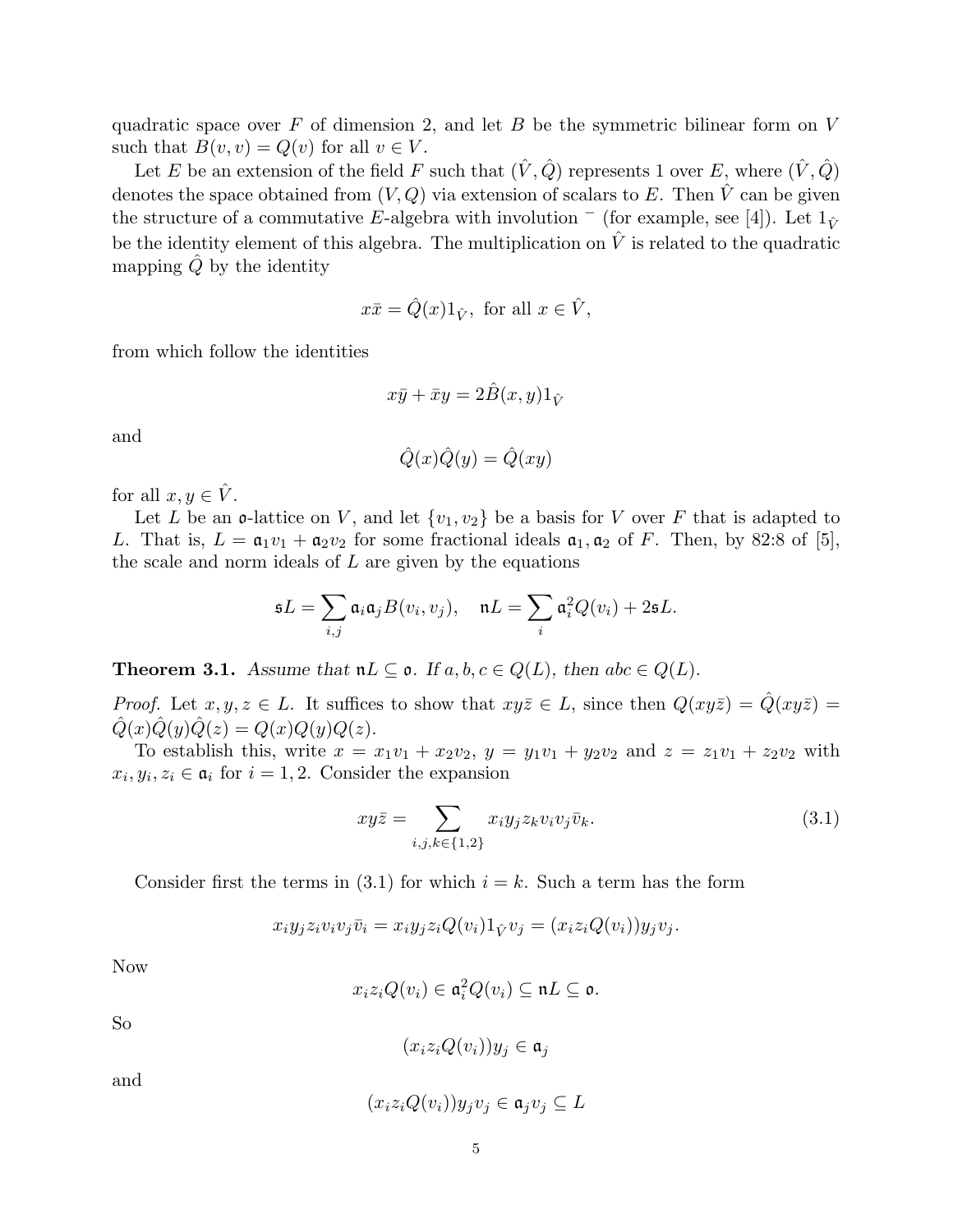quadratic space over $F$ of dimension 2, and let $B$ be the symmetric bilinear form on $V$ such that $B(v,v) = Q(v)$ for all $v \in V$.

Let $E$ be an extension of the field $F$ such that $(\hat{V}, \hat{Q})$ represents 1 over $E$, where $(\hat{V}, \hat{Q})$ denotes the space obtained from $(V, Q)$ via extension of scalars to $E$. Then $\hat{V}$ can be given the structure of a commutative $E$-algebra with involution $^-$ (for example, see [4]). Let $1_{\hat{V}}$ be the identity element of this algebra. The multiplication on $\hat{V}$ is related to the quadratic mapping $\hat{Q}$ by the identity

$$x\bar{x} = \hat{Q}(x)1_{\hat{V}}, \text{ for all } x \in \hat{V},$$

from which follow the identities

$$x\bar{y} + \bar{x}y = 2\hat{B}(x,y)1_{\hat{V}}$$

and

$$\hat{Q}(x)\hat{Q}(y) = \hat{Q}(xy)$$

for all $x, y \in \hat{V}$.

Let $L$ be an $\mathfrak{o}$-lattice on $V$, and let $\{v_1, v_2\}$ be a basis for $V$ over $F$ that is adapted to $L$. That is, $L = \mathfrak{a}_1 v_1 + \mathfrak{a}_2 v_2$ for some fractional ideals $\mathfrak{a}_1, \mathfrak{a}_2$ of $F$. Then, by 82:8 of [5], the scale and norm ideals of $L$ are given by the equations

$$\mathfrak{s}L = \sum_{i,j} \mathfrak{a}_i \mathfrak{a}_j B(v_i, v_j), \quad \mathfrak{n}L = \sum_i \mathfrak{a}_i^2 Q(v_i) + 2\mathfrak{s}L.$$

**Theorem 3.1.** *Assume that $\mathfrak{n}L \subseteq \mathfrak{o}$. If $a, b, c \in Q(L)$, then $abc \in Q(L)$.*

*Proof.* Let $x, y, z \in L$. It suffices to show that $xy\bar{z} \in L$, since then $Q(xy\bar{z}) = \hat{Q}(xy\bar{z}) = \hat{Q}(x)\hat{Q}(y)\hat{Q}(z) = Q(x)Q(y)Q(z)$.

To establish this, write $x = x_1 v_1 + x_2 v_2$, $y = y_1 v_1 + y_2 v_2$ and $z = z_1 v_1 + z_2 v_2$ with $x_i, y_i, z_i \in \mathfrak{a}_i$ for $i = 1, 2$. Consider the expansion

$$xy\bar{z} = \sum_{i,j,k \in \{1,2\}} x_i y_j z_k v_i v_j \bar{v}_k. \tag{3.1}$$

Consider first the terms in (3.1) for which $i = k$. Such a term has the form

$$x_i y_j z_i v_i v_j \bar{v}_i = x_i y_j z_i Q(v_i) 1_{\hat{V}} v_j = (x_i z_i Q(v_i)) y_j v_j.$$

Now

$$x_i z_i Q(v_i) \in \mathfrak{a}_i^2 Q(v_i) \subseteq \mathfrak{n}L \subseteq \mathfrak{o}.$$

So

$$(x_i z_i Q(v_i)) y_j \in \mathfrak{a}_j$$

and

$$(x_i z_i Q(v_i)) y_j v_j \in \mathfrak{a}_j v_j \subseteq L$$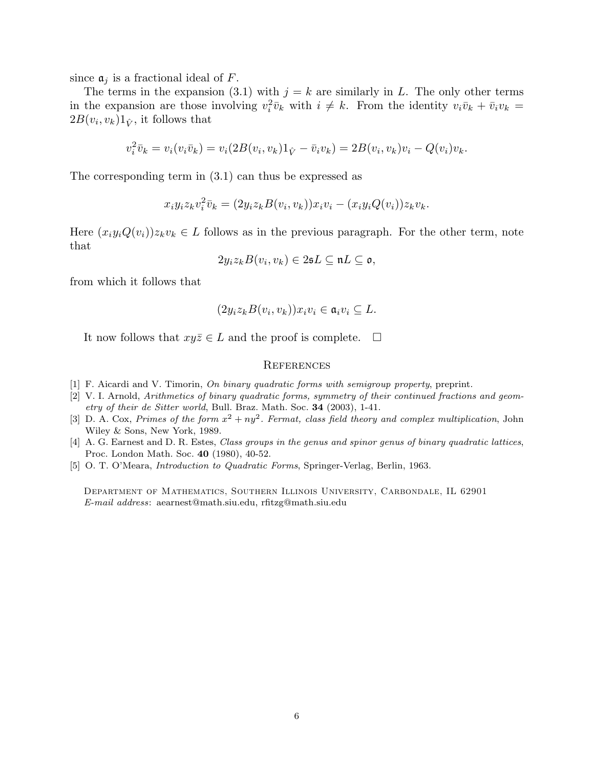since $\mathfrak{a}_j$ is a fractional ideal of $F$.

The terms in the expansion (3.1) with $j = k$ are similarly in $L$. The only other terms in the expansion are those involving $v_i^2 \bar{v}_k$ with $i \neq k$. From the identity $v_i \bar{v}_k + \bar{v}_i v_k = 2B(v_i, v_k)1_{\hat{V}}$, it follows that

$$v_i^2 \bar{v}_k = v_i(v_i \bar{v}_k) = v_i(2B(v_i, v_k)1_{\hat{V}} - \bar{v}_i v_k) = 2B(v_i, v_k)v_i - Q(v_i)v_k.$$

The corresponding term in (3.1) can thus be expressed as

$$x_i y_i z_k v_i^2 \bar{v}_k = (2y_i z_k B(v_i, v_k))x_i v_i - (x_i y_i Q(v_i))z_k v_k.$$

Here $(x_i y_i Q(v_i))z_k v_k \in L$ follows as in the previous paragraph. For the other term, note that

$$2y_i z_k B(v_i, v_k) \in 2\mathfrak{s}L \subseteq \mathfrak{n}L \subseteq \mathfrak{o},$$

from which it follows that

$$(2y_i z_k B(v_i, v_k))x_i v_i \in \mathfrak{a}_i v_i \subseteq L.$$

It now follows that $xy\bar{z} \in L$ and the proof is complete. $\square$

## References

[1] F. Aicardi and V. Timorin, *On binary quadratic forms with semigroup property*, preprint.

[2] V. I. Arnold, *Arithmetics of binary quadratic forms, symmetry of their continued fractions and geometry of their de Sitter world*, Bull. Braz. Math. Soc. **34** (2003), 1-41.

[3] D. A. Cox, *Primes of the form $x^2 + ny^2$. Fermat, class field theory and complex multiplication*, John Wiley & Sons, New York, 1989.

[4] A. G. Earnest and D. R. Estes, *Class groups in the genus and spinor genus of binary quadratic lattices*, Proc. London Math. Soc. **40** (1980), 40-52.

[5] O. T. O'Meara, *Introduction to Quadratic Forms*, Springer-Verlag, Berlin, 1963.

Department of Mathematics, Southern Illinois University, Carbondale, IL 62901
*E-mail address*: aearnest@math.siu.edu, rfitzg@math.siu.edu